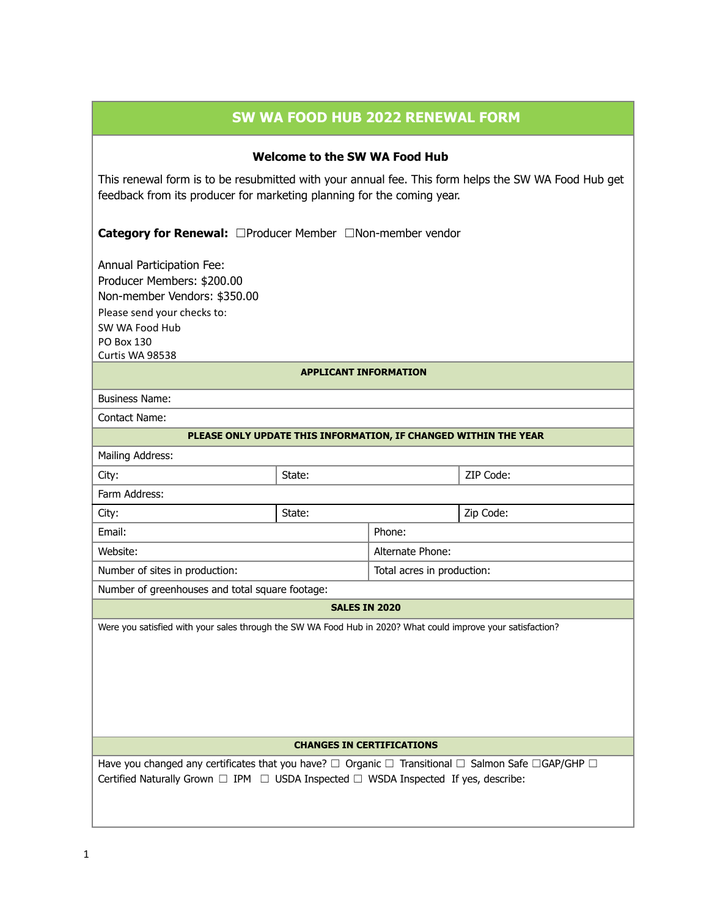# SW WA FOOD HUB 2022 RENEWAL FORM

## Welcome to the SW WA Food Hub

This renewal form is to be resubmitted with your annual fee. This form helps the SW WA Food Hub get feedback from its producer for marketing planning for the coming year.

**Category for Renewal:** ☐Producer Member ☐Non-member vendor

Annual Participation Fee:
Producer Members: $200.00
Non-member Vendors: $350.00
Please send your checks to:
SW WA Food Hub
PO Box 130
Curtis WA 98538

### APPLICANT INFORMATION

Business Name:

Contact Name:

### PLEASE ONLY UPDATE THIS INFORMATION, IF CHANGED WITHIN THE YEAR

Mailing Address:

| City: | State: | ZIP Code: |
|---|---|---|

Farm Address:

| City: | State: | Zip Code: |
|---|---|---|

| Email: | Phone: |
|---|---|
| Website: | Alternate Phone: |
| Number of sites in production: | Total acres in production: |

Number of greenhouses and total square footage:

### SALES IN 2020

Were you satisfied with your sales through the SW WA Food Hub in 2020? What could improve your satisfaction?

### CHANGES IN CERTIFICATIONS

Have you changed any certificates that you have? ☐ Organic ☐ Transitional ☐ Salmon Safe ☐GAP/GHP ☐ Certified Naturally Grown ☐ IPM ☐ USDA Inspected ☐ WSDA Inspected If yes, describe: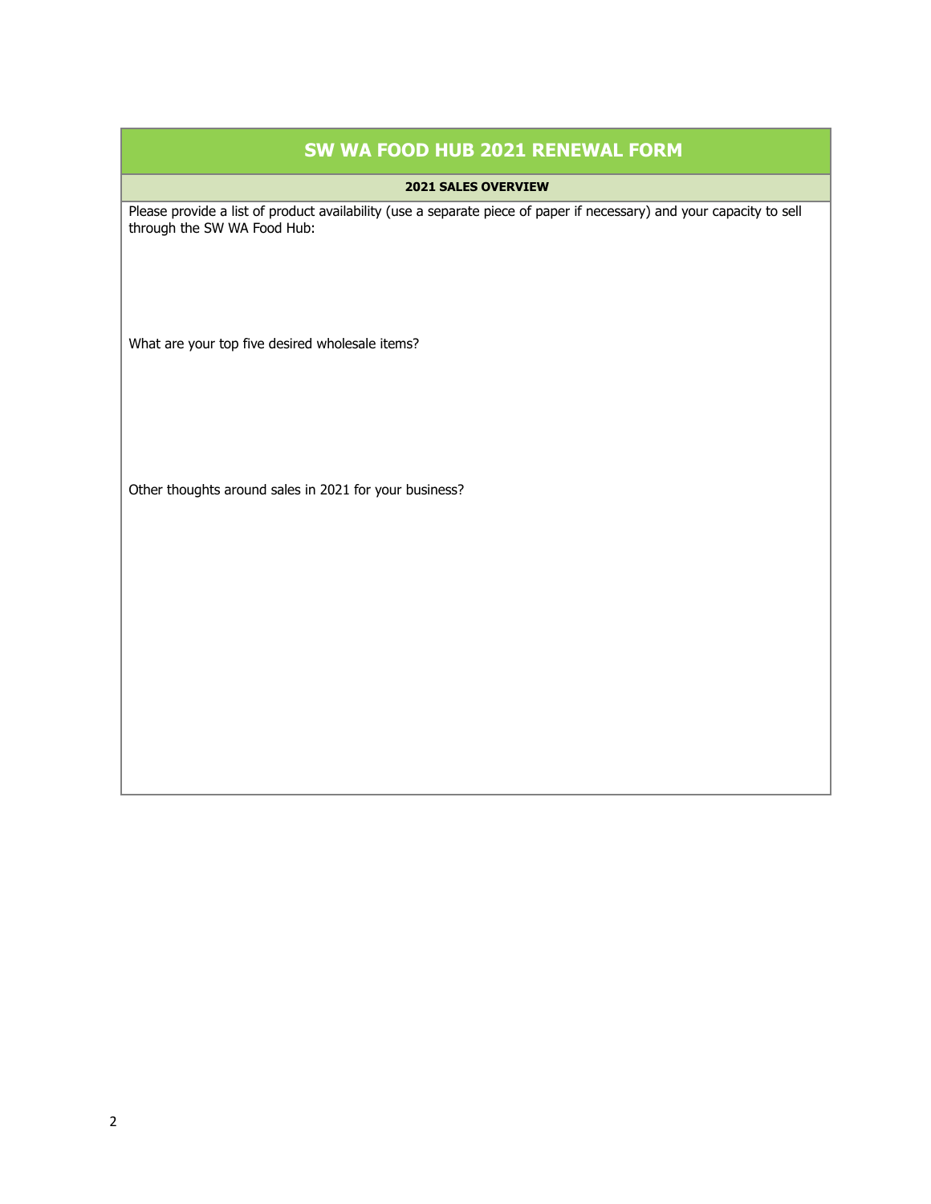# SW WA FOOD HUB 2021 RENEWAL FORM

## 2021 SALES OVERVIEW

Please provide a list of product availability (use a separate piece of paper if necessary) and your capacity to sell through the SW WA Food Hub:

What are your top five desired wholesale items?

Other thoughts around sales in 2021 for your business?